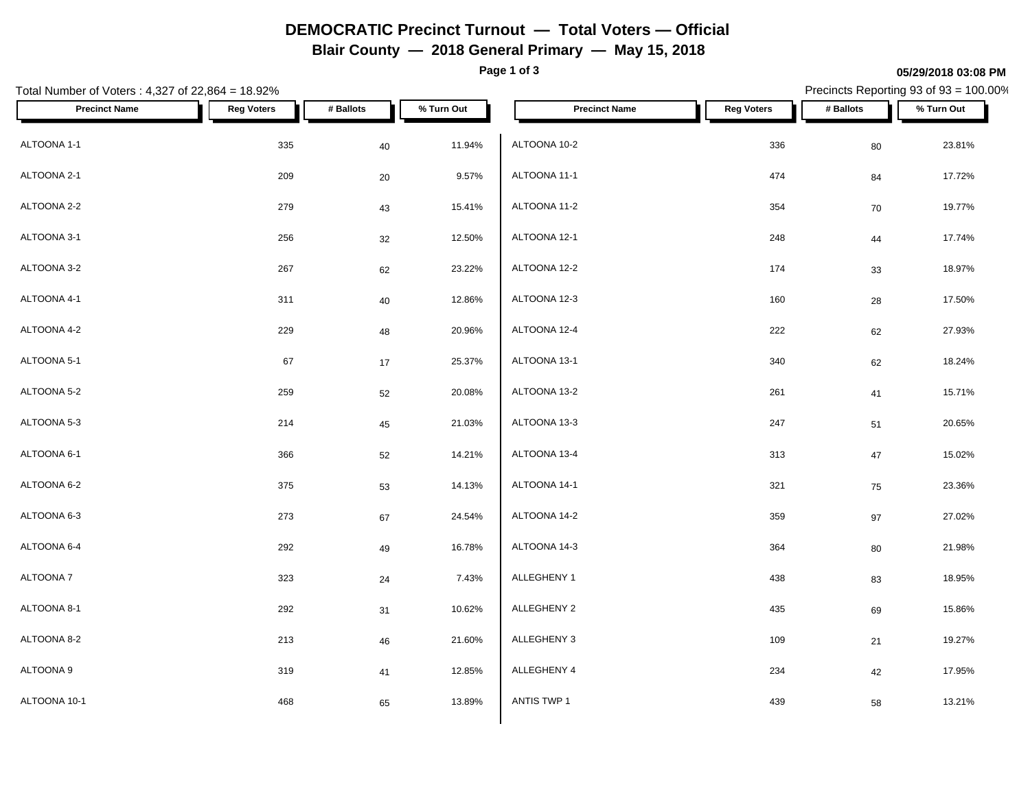# DEMOCRATIC Precinct Turnout — Total Voters — Official

## Blair County — 2018 General Primary — May 15, 2018

05/29/2018 03:08 PM

Total Number of Voters : 4,327 of 22,864 = 18.92%

Precincts Reporting 93 of 93 = 100.00%

| Precinct Name | Reg Voters | # Ballots | % Turn Out |
|---|---|---|---|
| ALTOONA 1-1 | 335 | 40 | 11.94% |
| ALTOONA 2-1 | 209 | 20 | 9.57% |
| ALTOONA 2-2 | 279 | 43 | 15.41% |
| ALTOONA 3-1 | 256 | 32 | 12.50% |
| ALTOONA 3-2 | 267 | 62 | 23.22% |
| ALTOONA 4-1 | 311 | 40 | 12.86% |
| ALTOONA 4-2 | 229 | 48 | 20.96% |
| ALTOONA 5-1 | 67 | 17 | 25.37% |
| ALTOONA 5-2 | 259 | 52 | 20.08% |
| ALTOONA 5-3 | 214 | 45 | 21.03% |
| ALTOONA 6-1 | 366 | 52 | 14.21% |
| ALTOONA 6-2 | 375 | 53 | 14.13% |
| ALTOONA 6-3 | 273 | 67 | 24.54% |
| ALTOONA 6-4 | 292 | 49 | 16.78% |
| ALTOONA 7 | 323 | 24 | 7.43% |
| ALTOONA 8-1 | 292 | 31 | 10.62% |
| ALTOONA 8-2 | 213 | 46 | 21.60% |
| ALTOONA 9 | 319 | 41 | 12.85% |
| ALTOONA 10-1 | 468 | 65 | 13.89% |
| ALTOONA 10-2 | 336 | 80 | 23.81% |
| ALTOONA 11-1 | 474 | 84 | 17.72% |
| ALTOONA 11-2 | 354 | 70 | 19.77% |
| ALTOONA 12-1 | 248 | 44 | 17.74% |
| ALTOONA 12-2 | 174 | 33 | 18.97% |
| ALTOONA 12-3 | 160 | 28 | 17.50% |
| ALTOONA 12-4 | 222 | 62 | 27.93% |
| ALTOONA 13-1 | 340 | 62 | 18.24% |
| ALTOONA 13-2 | 261 | 41 | 15.71% |
| ALTOONA 13-3 | 247 | 51 | 20.65% |
| ALTOONA 13-4 | 313 | 47 | 15.02% |
| ALTOONA 14-1 | 321 | 75 | 23.36% |
| ALTOONA 14-2 | 359 | 97 | 27.02% |
| ALTOONA 14-3 | 364 | 80 | 21.98% |
| ALLEGHENY 1 | 438 | 83 | 18.95% |
| ALLEGHENY 2 | 435 | 69 | 15.86% |
| ALLEGHENY 3 | 109 | 21 | 19.27% |
| ALLEGHENY 4 | 234 | 42 | 17.95% |
| ANTIS TWP 1 | 439 | 58 | 13.21% |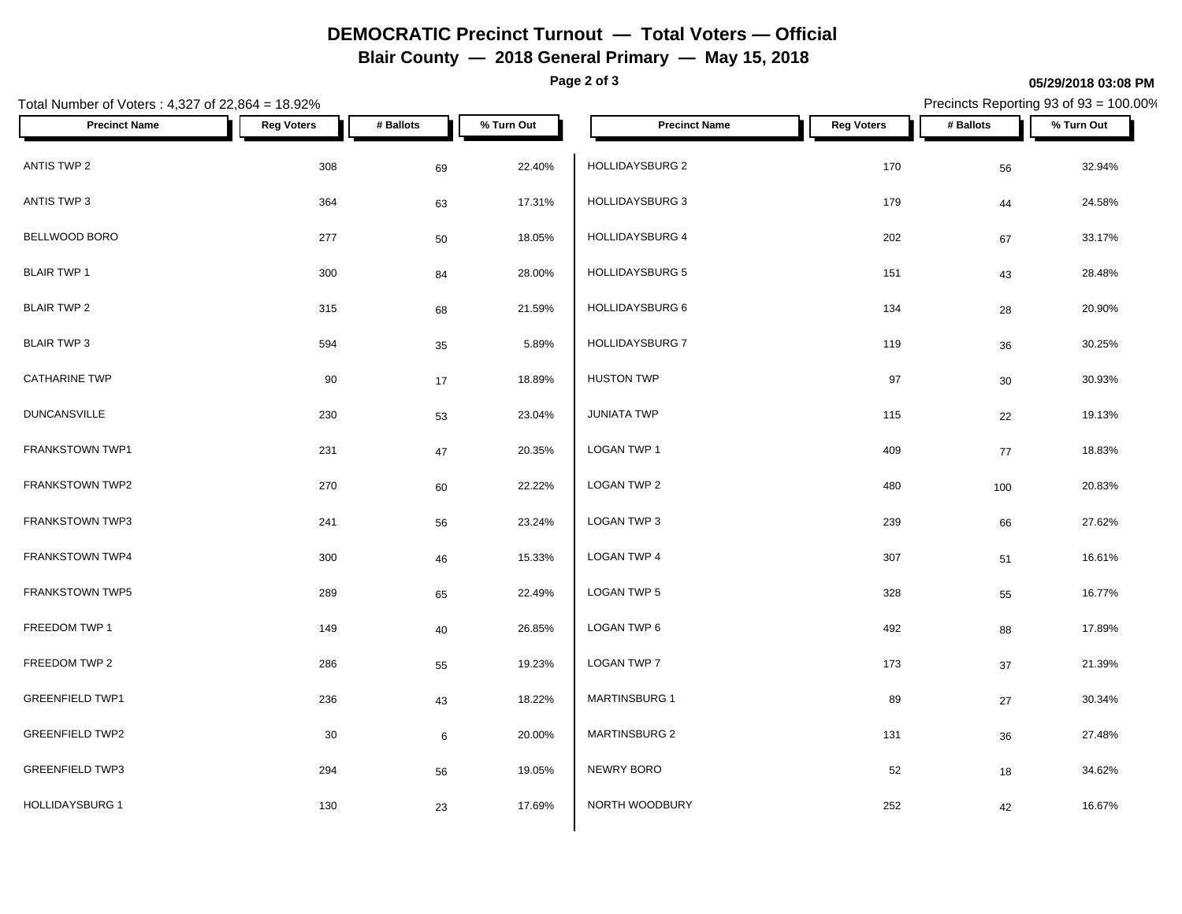# DEMOCRATIC Precinct Turnout — Total Voters — Official

## Blair County — 2018 General Primary — May 15, 2018

**05/29/2018 03:08 PM**

Total Number of Voters : 4,327 of 22,864 = 18.92%

Precincts Reporting 93 of 93 = 100.00%

| Precinct Name | Reg Voters | # Ballots | % Turn Out |
|---|---|---|---|
| ANTIS TWP 2 | 308 | 69 | 22.40% |
| ANTIS TWP 3 | 364 | 63 | 17.31% |
| BELLWOOD BORO | 277 | 50 | 18.05% |
| BLAIR TWP 1 | 300 | 84 | 28.00% |
| BLAIR TWP 2 | 315 | 68 | 21.59% |
| BLAIR TWP 3 | 594 | 35 | 5.89% |
| CATHARINE TWP | 90 | 17 | 18.89% |
| DUNCANSVILLE | 230 | 53 | 23.04% |
| FRANKSTOWN TWP1 | 231 | 47 | 20.35% |
| FRANKSTOWN TWP2 | 270 | 60 | 22.22% |
| FRANKSTOWN TWP3 | 241 | 56 | 23.24% |
| FRANKSTOWN TWP4 | 300 | 46 | 15.33% |
| FRANKSTOWN TWP5 | 289 | 65 | 22.49% |
| FREEDOM TWP 1 | 149 | 40 | 26.85% |
| FREEDOM TWP 2 | 286 | 55 | 19.23% |
| GREENFIELD TWP1 | 236 | 43 | 18.22% |
| GREENFIELD TWP2 | 30 | 6 | 20.00% |
| GREENFIELD TWP3 | 294 | 56 | 19.05% |
| HOLLIDAYSBURG 1 | 130 | 23 | 17.69% |
| HOLLIDAYSBURG 2 | 170 | 56 | 32.94% |
| HOLLIDAYSBURG 3 | 179 | 44 | 24.58% |
| HOLLIDAYSBURG 4 | 202 | 67 | 33.17% |
| HOLLIDAYSBURG 5 | 151 | 43 | 28.48% |
| HOLLIDAYSBURG 6 | 134 | 28 | 20.90% |
| HOLLIDAYSBURG 7 | 119 | 36 | 30.25% |
| HUSTON TWP | 97 | 30 | 30.93% |
| JUNIATA TWP | 115 | 22 | 19.13% |
| LOGAN TWP 1 | 409 | 77 | 18.83% |
| LOGAN TWP 2 | 480 | 100 | 20.83% |
| LOGAN TWP 3 | 239 | 66 | 27.62% |
| LOGAN TWP 4 | 307 | 51 | 16.61% |
| LOGAN TWP 5 | 328 | 55 | 16.77% |
| LOGAN TWP 6 | 492 | 88 | 17.89% |
| LOGAN TWP 7 | 173 | 37 | 21.39% |
| MARTINSBURG 1 | 89 | 27 | 30.34% |
| MARTINSBURG 2 | 131 | 36 | 27.48% |
| NEWRY BORO | 52 | 18 | 34.62% |
| NORTH WOODBURY | 252 | 42 | 16.67% |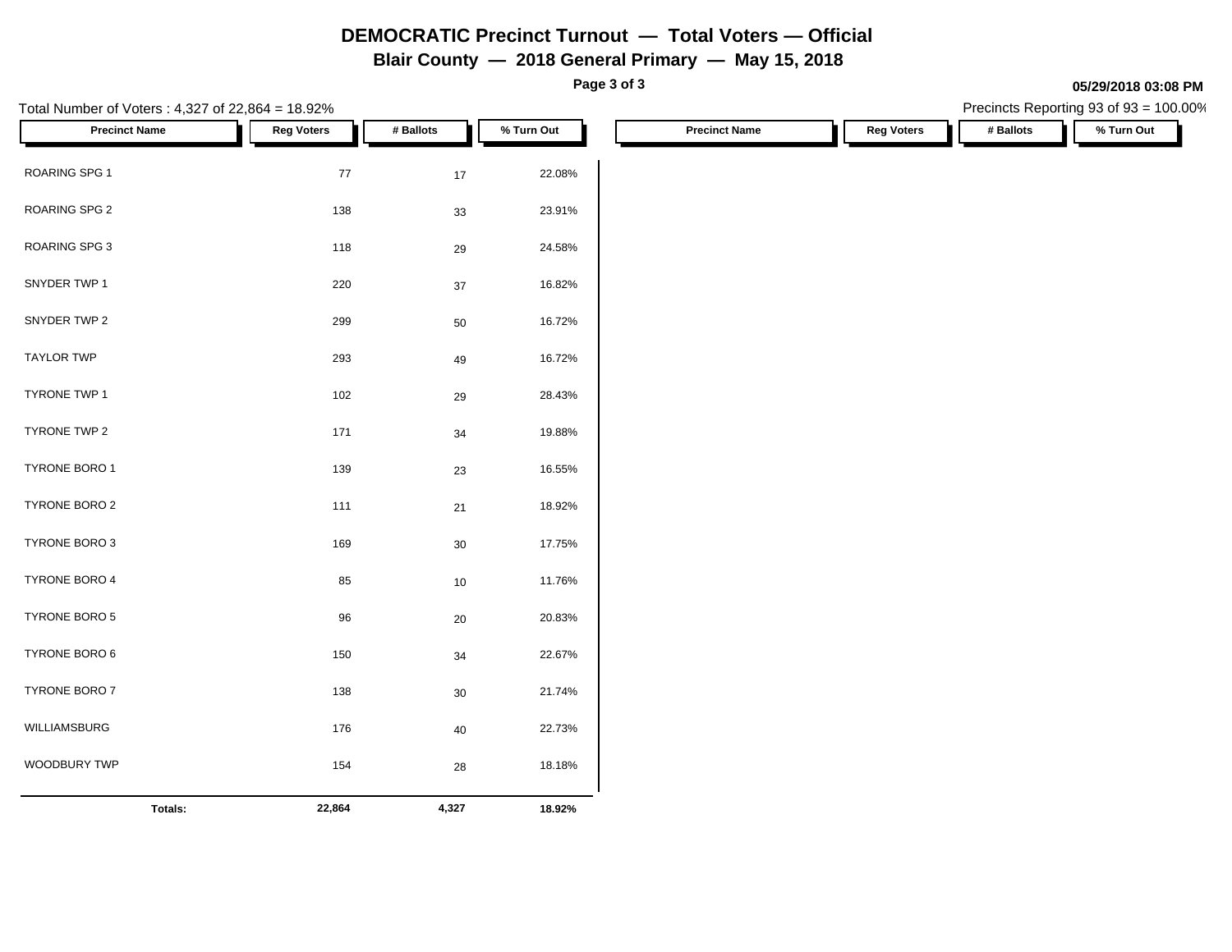# DEMOCRATIC Precinct Turnout — Total Voters — Official

## Blair County — 2018 General Primary — May 15, 2018

05/29/2018 03:08 PM

Total Number of Voters : 4,327 of 22,864 = 18.92%

Precincts Reporting 93 of 93 = 100.00%

| Precinct Name | Reg Voters | # Ballots | % Turn Out |
|---|---|---|---|
| ROARING SPG 1 | 77 | 17 | 22.08% |
| ROARING SPG 2 | 138 | 33 | 23.91% |
| ROARING SPG 3 | 118 | 29 | 24.58% |
| SNYDER TWP 1 | 220 | 37 | 16.82% |
| SNYDER TWP 2 | 299 | 50 | 16.72% |
| TAYLOR TWP | 293 | 49 | 16.72% |
| TYRONE TWP 1 | 102 | 29 | 28.43% |
| TYRONE TWP 2 | 171 | 34 | 19.88% |
| TYRONE BORO 1 | 139 | 23 | 16.55% |
| TYRONE BORO 2 | 111 | 21 | 18.92% |
| TYRONE BORO 3 | 169 | 30 | 17.75% |
| TYRONE BORO 4 | 85 | 10 | 11.76% |
| TYRONE BORO 5 | 96 | 20 | 20.83% |
| TYRONE BORO 6 | 150 | 34 | 22.67% |
| TYRONE BORO 7 | 138 | 30 | 21.74% |
| WILLIAMSBURG | 176 | 40 | 22.73% |
| WOODBURY TWP | 154 | 28 | 18.18% |
| **Totals:** | **22,864** | **4,327** | **18.92%** |